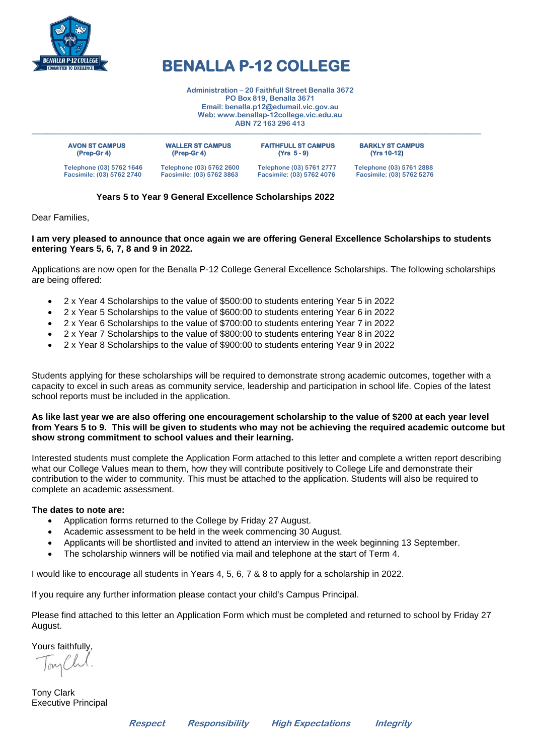# BENALLA P-12 COLLEGE

**Administration – 20 Faithfull Street Benalla 3672**
**PO Box 819, Benalla 3671**
**Email: benalla.p12@edumail.vic.gov.au**
**Web: www.benallap-12college.vic.edu.au**
**ABN 72 163 296 413**

| AVON ST CAMPUS (Prep-Gr 4) | WALLER ST CAMPUS (Prep-Gr 4) | FAITHFULL ST CAMPUS (Yrs 5 - 9) | BARKLY ST CAMPUS (Yrs 10-12) |
|---|---|---|---|
| Telephone (03) 5762 1646 | Telephone (03) 5762 2600 | Telephone (03) 5761 2777 | Telephone (03) 5761 2888 |
| Facsimile: (03) 5762 2740 | Facsimile: (03) 5762 3863 | Facsimile: (03) 5762 4076 | Facsimile: (03) 5762 5276 |

## Years 5 to Year 9 General Excellence Scholarships 2022

Dear Families,

**I am very pleased to announce that once again we are offering General Excellence Scholarships to students entering Years 5, 6, 7, 8 and 9 in 2022.**

Applications are now open for the Benalla P-12 College General Excellence Scholarships. The following scholarships are being offered:

- 2 x Year 4 Scholarships to the value of $500:00 to students entering Year 5 in 2022
- 2 x Year 5 Scholarships to the value of $600:00 to students entering Year 6 in 2022
- 2 x Year 6 Scholarships to the value of $700:00 to students entering Year 7 in 2022
- 2 x Year 7 Scholarships to the value of $800:00 to students entering Year 8 in 2022
- 2 x Year 8 Scholarships to the value of $900:00 to students entering Year 9 in 2022

Students applying for these scholarships will be required to demonstrate strong academic outcomes, together with a capacity to excel in such areas as community service, leadership and participation in school life. Copies of the latest school reports must be included in the application.

**As like last year we are also offering one encouragement scholarship to the value of $200 at each year level from Years 5 to 9. This will be given to students who may not be achieving the required academic outcome but show strong commitment to school values and their learning.**

Interested students must complete the Application Form attached to this letter and complete a written report describing what our College Values mean to them, how they will contribute positively to College Life and demonstrate their contribution to the wider to community. This must be attached to the application. Students will also be required to complete an academic assessment.

**The dates to note are:**

- Application forms returned to the College by Friday 27 August.
- Academic assessment to be held in the week commencing 30 August.
- Applicants will be shortlisted and invited to attend an interview in the week beginning 13 September.
- The scholarship winners will be notified via mail and telephone at the start of Term 4.

I would like to encourage all students in Years 4, 5, 6, 7 & 8 to apply for a scholarship in 2022.

If you require any further information please contact your child's Campus Principal.

Please find attached to this letter an Application Form which must be completed and returned to school by Friday 27 August.

Yours faithfully,

Tony Clark
Executive Principal

***Respect*** ***Responsibility*** ***High Expectations*** ***Integrity***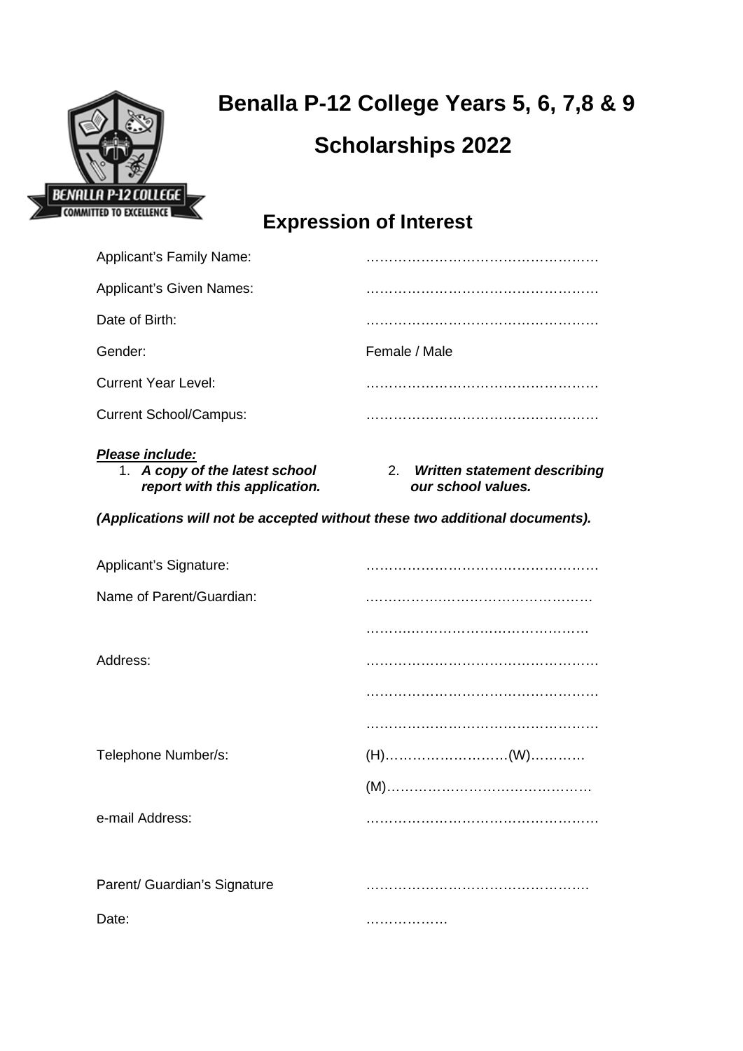# Benalla P-12 College Years 5, 6, 7,8 & 9

# Scholarships 2022

## Expression of Interest

| | |
|---|---|
| Applicant's Family Name: | ………………………………………… |
| Applicant's Given Names: | ………………………………………… |
| Date of Birth: | ………………………………………… |
| Gender: | Female / Male |
| Current Year Level: | ………………………………………… |
| Current School/Campus: | ………………………………………… |

***Please include:***

1. ***A copy of the latest school report with this application.***
2. ***Written statement describing our school values.***

***(Applications will not be accepted without these two additional documents).***

| | |
|---|---|
| Applicant's Signature: | ………………………………………… |
| Name of Parent/Guardian: | ………………………………………… |
| | ………………………………………… |
| Address: | ………………………………………… |
| | ………………………………………… |
| | ………………………………………… |
| Telephone Number/s: | (H)………………………(W)………… |
| | (M)……………………………………… |
| e-mail Address: | ………………………………………… |
| Parent/ Guardian's Signature | ………………………………………… |
| Date: | ……………… |